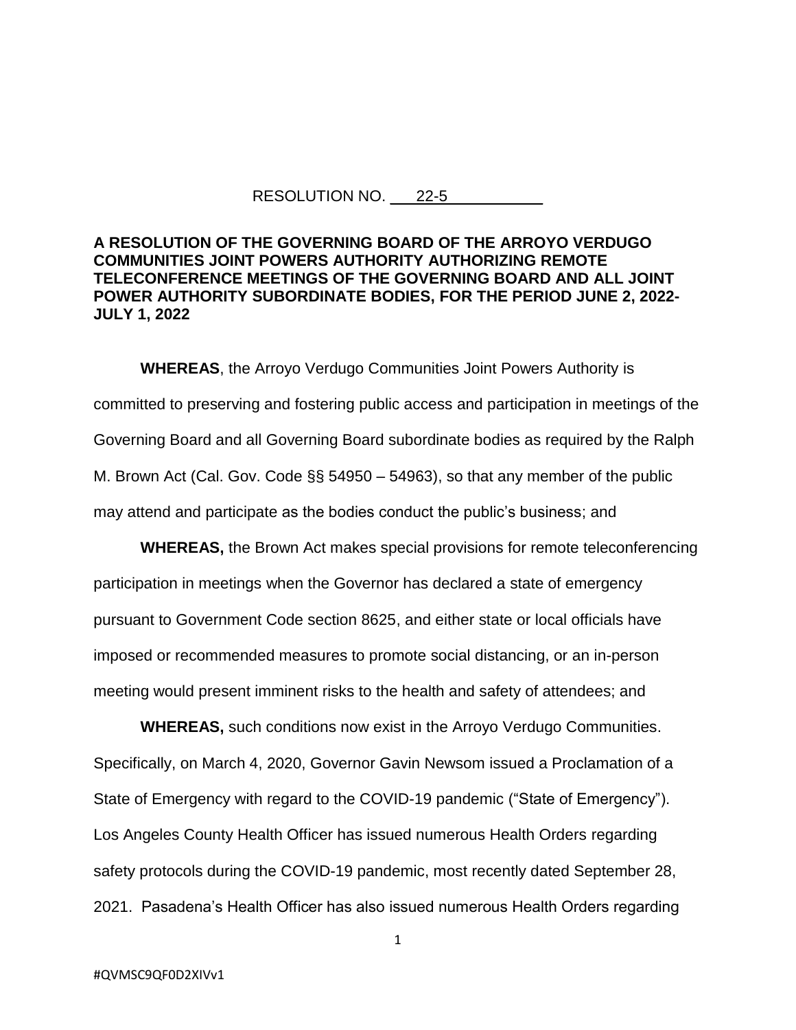RESOLUTION NO. 22-5

**A RESOLUTION OF THE GOVERNING BOARD OF THE ARROYO VERDUGO COMMUNITIES JOINT POWERS AUTHORITY AUTHORIZING REMOTE TELECONFERENCE MEETINGS OF THE GOVERNING BOARD AND ALL JOINT POWER AUTHORITY SUBORDINATE BODIES, FOR THE PERIOD JUNE 2, 2022-JULY 1, 2022**

**WHEREAS**, the Arroyo Verdugo Communities Joint Powers Authority is committed to preserving and fostering public access and participation in meetings of the Governing Board and all Governing Board subordinate bodies as required by the Ralph M. Brown Act (Cal. Gov. Code §§ 54950 – 54963), so that any member of the public may attend and participate as the bodies conduct the public's business; and

**WHEREAS,** the Brown Act makes special provisions for remote teleconferencing participation in meetings when the Governor has declared a state of emergency pursuant to Government Code section 8625, and either state or local officials have imposed or recommended measures to promote social distancing, or an in-person meeting would present imminent risks to the health and safety of attendees; and

**WHEREAS,** such conditions now exist in the Arroyo Verdugo Communities. Specifically, on March 4, 2020, Governor Gavin Newsom issued a Proclamation of a State of Emergency with regard to the COVID-19 pandemic ("State of Emergency"). Los Angeles County Health Officer has issued numerous Health Orders regarding safety protocols during the COVID-19 pandemic, most recently dated September 28, 2021. Pasadena's Health Officer has also issued numerous Health Orders regarding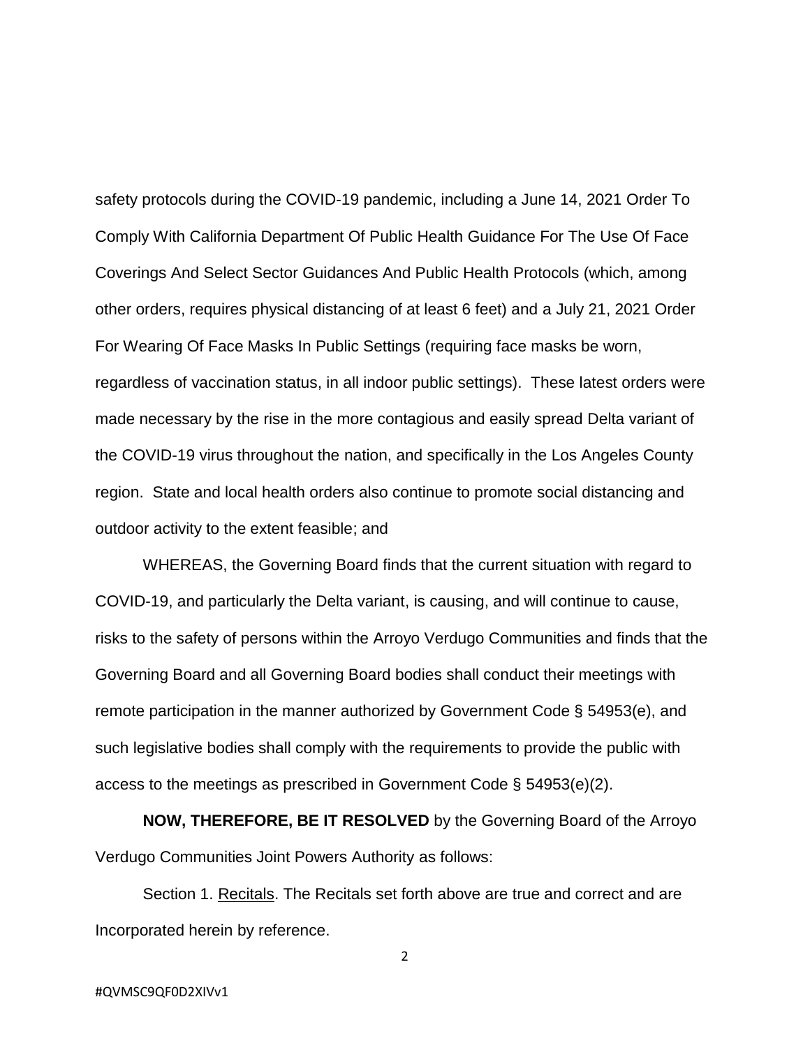safety protocols during the COVID-19 pandemic, including a June 14, 2021 Order To Comply With California Department Of Public Health Guidance For The Use Of Face Coverings And Select Sector Guidances And Public Health Protocols (which, among other orders, requires physical distancing of at least 6 feet) and a July 21, 2021 Order For Wearing Of Face Masks In Public Settings (requiring face masks be worn, regardless of vaccination status, in all indoor public settings). These latest orders were made necessary by the rise in the more contagious and easily spread Delta variant of the COVID-19 virus throughout the nation, and specifically in the Los Angeles County region. State and local health orders also continue to promote social distancing and outdoor activity to the extent feasible; and

WHEREAS, the Governing Board finds that the current situation with regard to COVID-19, and particularly the Delta variant, is causing, and will continue to cause, risks to the safety of persons within the Arroyo Verdugo Communities and finds that the Governing Board and all Governing Board bodies shall conduct their meetings with remote participation in the manner authorized by Government Code § 54953(e), and such legislative bodies shall comply with the requirements to provide the public with access to the meetings as prescribed in Government Code § 54953(e)(2).

**NOW, THEREFORE, BE IT RESOLVED** by the Governing Board of the Arroyo Verdugo Communities Joint Powers Authority as follows:

Section 1. Recitals. The Recitals set forth above are true and correct and are Incorporated herein by reference.

#QVMSC9QF0D2XIVv1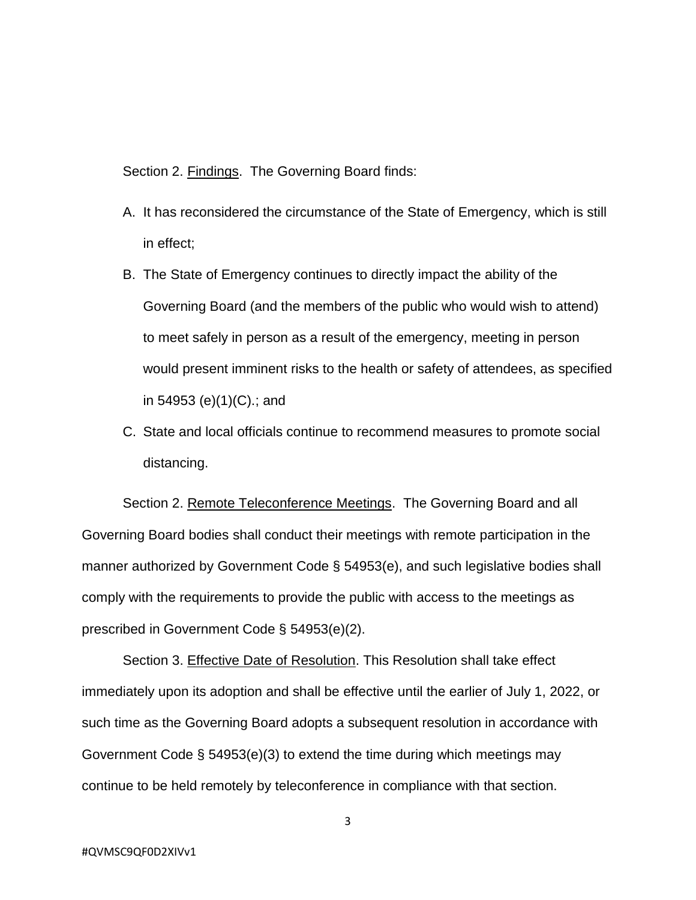Section 2. Findings. The Governing Board finds:

A. It has reconsidered the circumstance of the State of Emergency, which is still in effect;

B. The State of Emergency continues to directly impact the ability of the Governing Board (and the members of the public who would wish to attend) to meet safely in person as a result of the emergency, meeting in person would present imminent risks to the health or safety of attendees, as specified in 54953 (e)(1)(C).; and

C. State and local officials continue to recommend measures to promote social distancing.

Section 2. Remote Teleconference Meetings. The Governing Board and all Governing Board bodies shall conduct their meetings with remote participation in the manner authorized by Government Code § 54953(e), and such legislative bodies shall comply with the requirements to provide the public with access to the meetings as prescribed in Government Code § 54953(e)(2).

Section 3. Effective Date of Resolution. This Resolution shall take effect immediately upon its adoption and shall be effective until the earlier of July 1, 2022, or such time as the Governing Board adopts a subsequent resolution in accordance with Government Code § 54953(e)(3) to extend the time during which meetings may continue to be held remotely by teleconference in compliance with that section.

#QVMSC9QF0D2XIVv1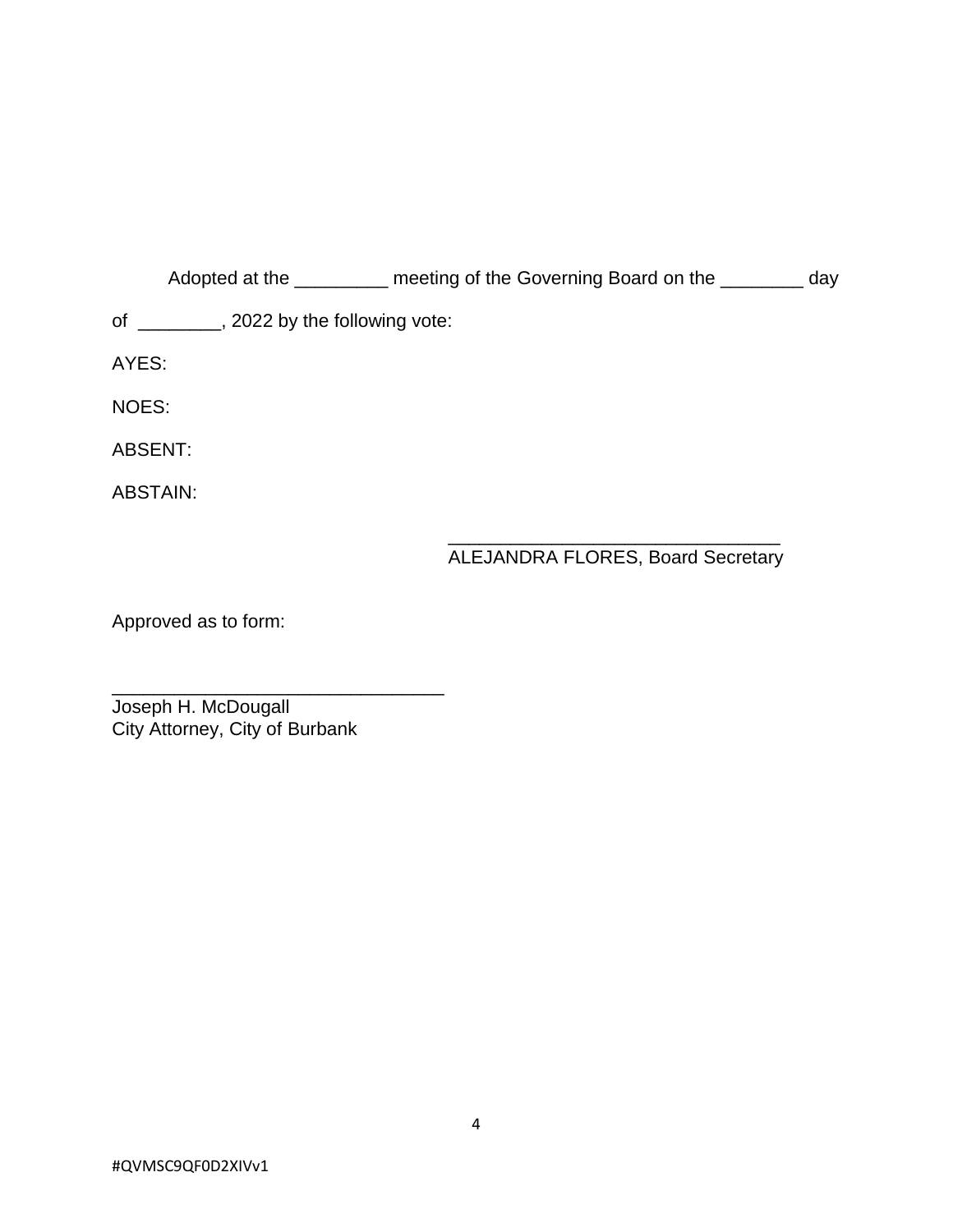Adopted at the _________ meeting of the Governing Board on the ________ day of ________, 2022 by the following vote:

AYES:

NOES:

ABSENT:

ABSTAIN:

________________________________
ALEJANDRA FLORES, Board Secretary

Approved as to form:

________________________________
Joseph H. McDougall
City Attorney, City of Burbank

#QVMSC9QF0D2XIVv1